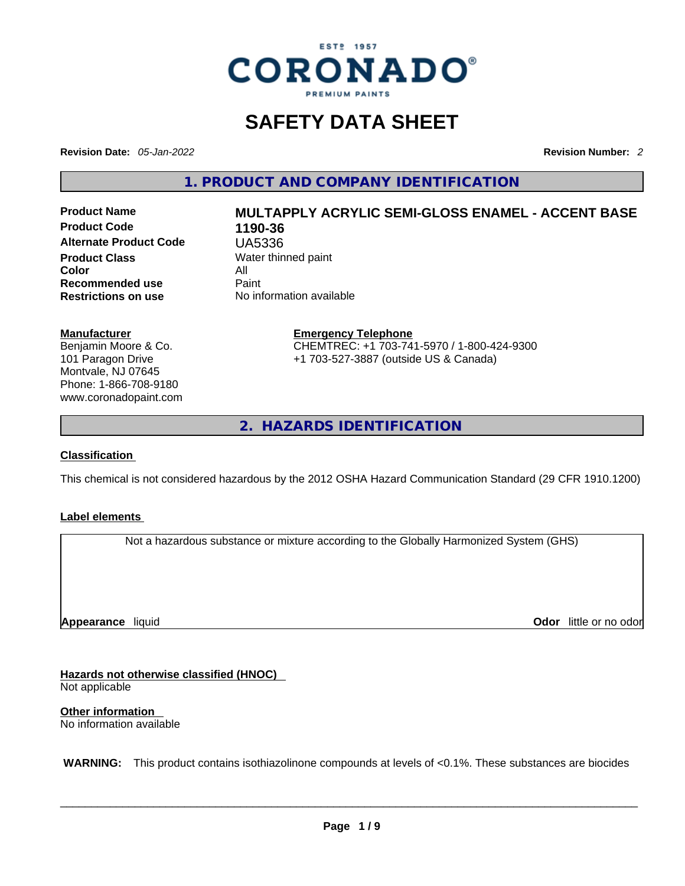ESTº 1957

CORONADO®

PREMIUM PAINTS

# SAFETY DATA SHEET

**Revision Date:** *05-Jan-2022* **Revision Number:** *2*

## 1. PRODUCT AND COMPANY IDENTIFICATION

| | |
|---|---|
| **Product Name** | **MULTAPPLY ACRYLIC SEMI-GLOSS ENAMEL - ACCENT BASE** |
| **Product Code** | **1190-36** |
| **Alternate Product Code** | UA5336 |
| **Product Class** | Water thinned paint |
| **Color** | All |
| **Recommended use** | Paint |
| **Restrictions on use** | No information available |

**Manufacturer**
Benjamin Moore & Co.
101 Paragon Drive
Montvale, NJ 07645
Phone: 1-866-708-9180
www.coronadopaint.com

**Emergency Telephone**
CHEMTREC: +1 703-741-5970 / 1-800-424-9300
+1 703-527-3887 (outside US & Canada)

## 2. HAZARDS IDENTIFICATION

**Classification**

This chemical is not considered hazardous by the 2012 OSHA Hazard Communication Standard (29 CFR 1910.1200)

**Label elements**

Not a hazardous substance or mixture according to the Globally Harmonized System (GHS)

**Appearance** liquid **Odor** little or no odor

**Hazards not otherwise classified (HNOC)**
Not applicable

**Other information**
No information available

**WARNING:** This product contains isothiazolinone compounds at levels of <0.1%. These substances are biocides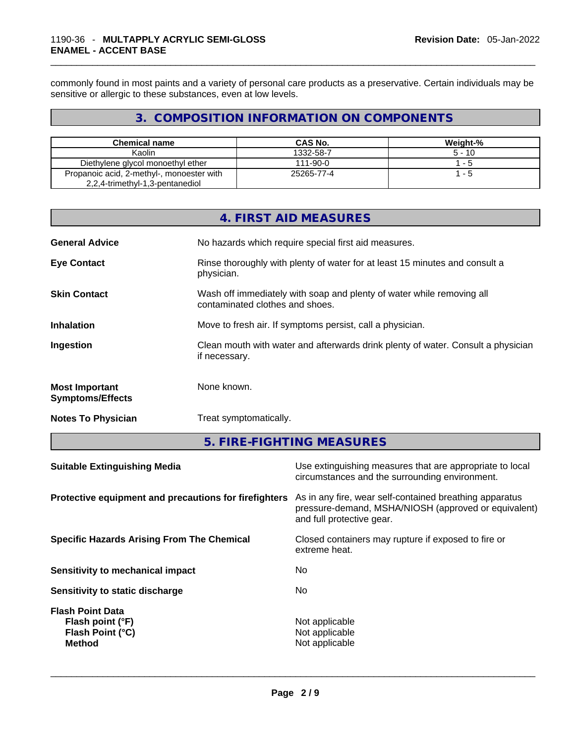commonly found in most paints and a variety of personal care products as a preservative. Certain individuals may be sensitive or allergic to these substances, even at low levels.

## 3. COMPOSITION INFORMATION ON COMPONENTS

| Chemical name | CAS No. | Weight-% |
|---|---|---|
| Kaolin | 1332-58-7 | 5 - 10 |
| Diethylene glycol monoethyl ether | 111-90-0 | 1 - 5 |
| Propanoic acid, 2-methyl-, monoester with 2,2,4-trimethyl-1,3-pentanediol | 25265-77-4 | 1 - 5 |

## 4. FIRST AID MEASURES

**General Advice**
No hazards which require special first aid measures.

**Eye Contact**
Rinse thoroughly with plenty of water for at least 15 minutes and consult a physician.

**Skin Contact**
Wash off immediately with soap and plenty of water while removing all contaminated clothes and shoes.

**Inhalation**
Move to fresh air. If symptoms persist, call a physician.

**Ingestion**
Clean mouth with water and afterwards drink plenty of water. Consult a physician if necessary.

**Most Important Symptoms/Effects**
None known.

**Notes To Physician**
Treat symptomatically.

## 5. FIRE-FIGHTING MEASURES

**Suitable Extinguishing Media**
Use extinguishing measures that are appropriate to local circumstances and the surrounding environment.

**Protective equipment and precautions for firefighters**
As in any fire, wear self-contained breathing apparatus pressure-demand, MSHA/NIOSH (approved or equivalent) and full protective gear.

**Specific Hazards Arising From The Chemical**
Closed containers may rupture if exposed to fire or extreme heat.

**Sensitivity to mechanical impact**
No

**Sensitivity to static discharge**
No

**Flash Point Data**
**Flash point (°F)** Not applicable
**Flash Point (°C)** Not applicable
**Method** Not applicable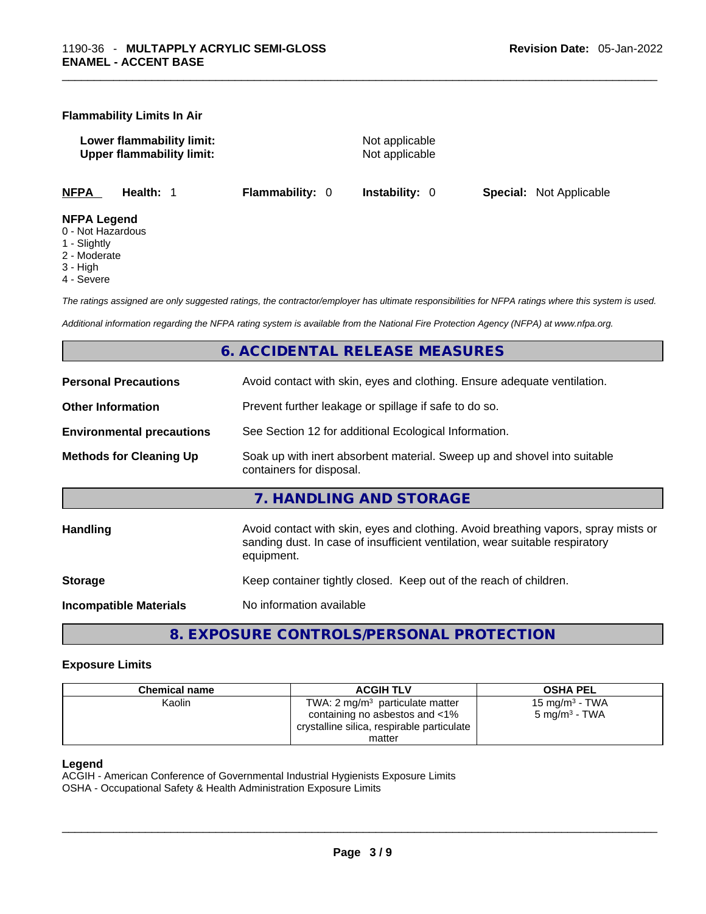**Flammability Limits In Air**

**Lower flammability limit:** Not applicable
**Upper flammability limit:** Not applicable

| **NFPA** | **Health:** 1 | **Flammability:** 0 | **Instability:** 0 | **Special:** Not Applicable |
|---|---|---|---|---|

**NFPA Legend**
0 - Not Hazardous
1 - Slightly
2 - Moderate
3 - High
4 - Severe

*The ratings assigned are only suggested ratings, the contractor/employer has ultimate responsibilities for NFPA ratings where this system is used.*

*Additional information regarding the NFPA rating system is available from the National Fire Protection Agency (NFPA) at www.nfpa.org.*

## 6. ACCIDENTAL RELEASE MEASURES

**Personal Precautions** Avoid contact with skin, eyes and clothing. Ensure adequate ventilation.

**Other Information** Prevent further leakage or spillage if safe to do so.

**Environmental precautions** See Section 12 for additional Ecological Information.

**Methods for Cleaning Up** Soak up with inert absorbent material. Sweep up and shovel into suitable containers for disposal.

## 7. HANDLING AND STORAGE

**Handling** Avoid contact with skin, eyes and clothing. Avoid breathing vapors, spray mists or sanding dust. In case of insufficient ventilation, wear suitable respiratory equipment.

**Storage** Keep container tightly closed. Keep out of the reach of children.

**Incompatible Materials** No information available

## 8. EXPOSURE CONTROLS/PERSONAL PROTECTION

### Exposure Limits

| Chemical name | ACGIH TLV | OSHA PEL |
|---|---|---|
| Kaolin | TWA: 2 mg/m$^3$ particulate matter containing no asbestos and <1% crystalline silica, respirable particulate matter | 15 mg/m$^3$ - TWA<br>5 mg/m$^3$ - TWA |

**Legend**
ACGIH - American Conference of Governmental Industrial Hygienists Exposure Limits
OSHA - Occupational Safety & Health Administration Exposure Limits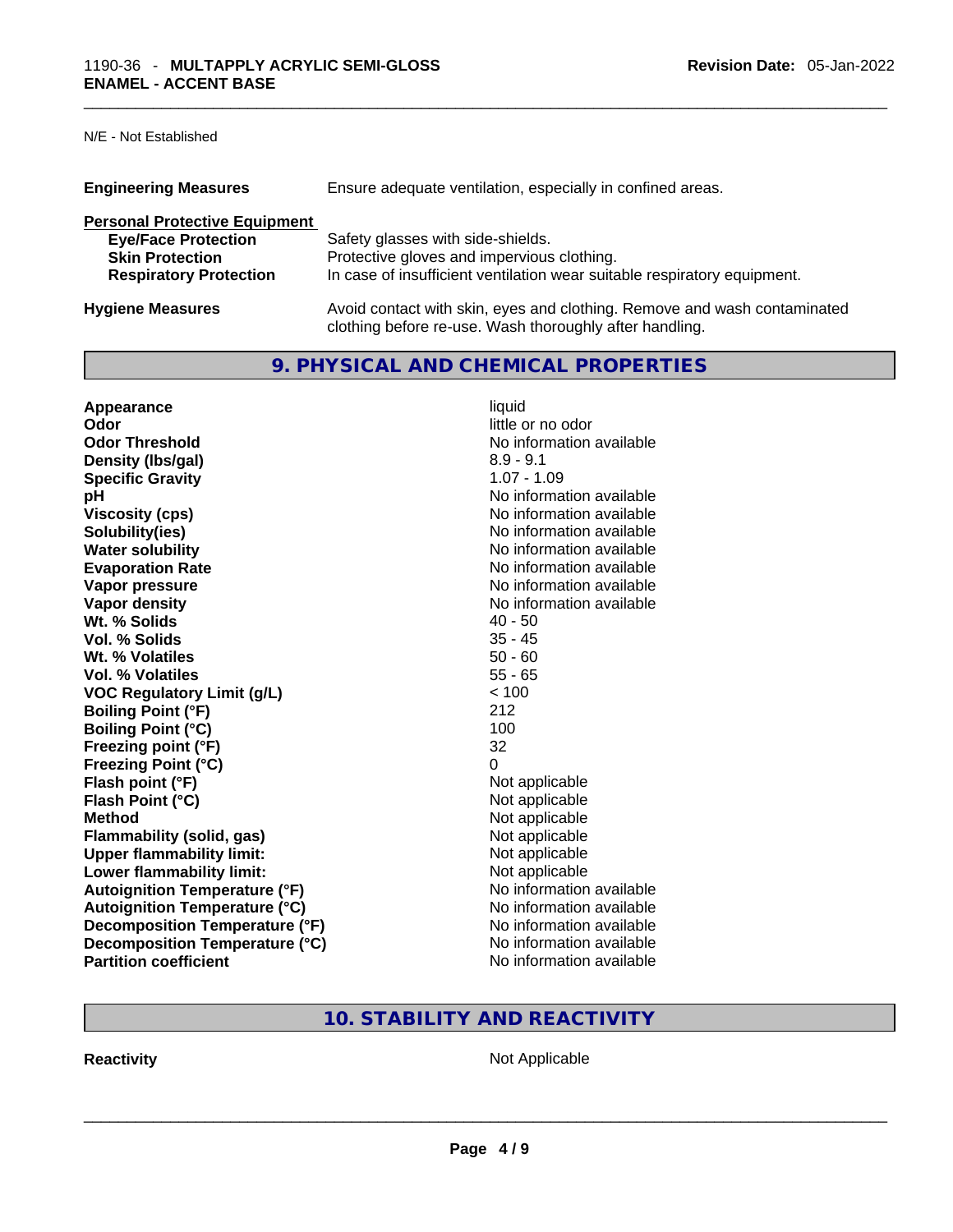N/E - Not Established

**Engineering Measures** Ensure adequate ventilation, especially in confined areas.

**Personal Protective Equipment**

| | |
|---|---|
| **Eye/Face Protection** | Safety glasses with side-shields. |
| **Skin Protection** | Protective gloves and impervious clothing. |
| **Respiratory Protection** | In case of insufficient ventilation wear suitable respiratory equipment. |

**Hygiene Measures** Avoid contact with skin, eyes and clothing. Remove and wash contaminated clothing before re-use. Wash thoroughly after handling.

## 9. PHYSICAL AND CHEMICAL PROPERTIES

| | |
|---|---|
| **Appearance** | liquid |
| **Odor** | little or no odor |
| **Odor Threshold** | No information available |
| **Density (lbs/gal)** | 8.9 - 9.1 |
| **Specific Gravity** | 1.07 - 1.09 |
| **pH** | No information available |
| **Viscosity (cps)** | No information available |
| **Solubility(ies)** | No information available |
| **Water solubility** | No information available |
| **Evaporation Rate** | No information available |
| **Vapor pressure** | No information available |
| **Vapor density** | No information available |
| **Wt. % Solids** | 40 - 50 |
| **Vol. % Solids** | 35 - 45 |
| **Wt. % Volatiles** | 50 - 60 |
| **Vol. % Volatiles** | 55 - 65 |
| **VOC Regulatory Limit (g/L)** | < 100 |
| **Boiling Point (°F)** | 212 |
| **Boiling Point (°C)** | 100 |
| **Freezing point (°F)** | 32 |
| **Freezing Point (°C)** | 0 |
| **Flash point (°F)** | Not applicable |
| **Flash Point (°C)** | Not applicable |
| **Method** | Not applicable |
| **Flammability (solid, gas)** | Not applicable |
| **Upper flammability limit:** | Not applicable |
| **Lower flammability limit:** | Not applicable |
| **Autoignition Temperature (°F)** | No information available |
| **Autoignition Temperature (°C)** | No information available |
| **Decomposition Temperature (°F)** | No information available |
| **Decomposition Temperature (°C)** | No information available |
| **Partition coefficient** | No information available |

## 10. STABILITY AND REACTIVITY

**Reactivity** Not Applicable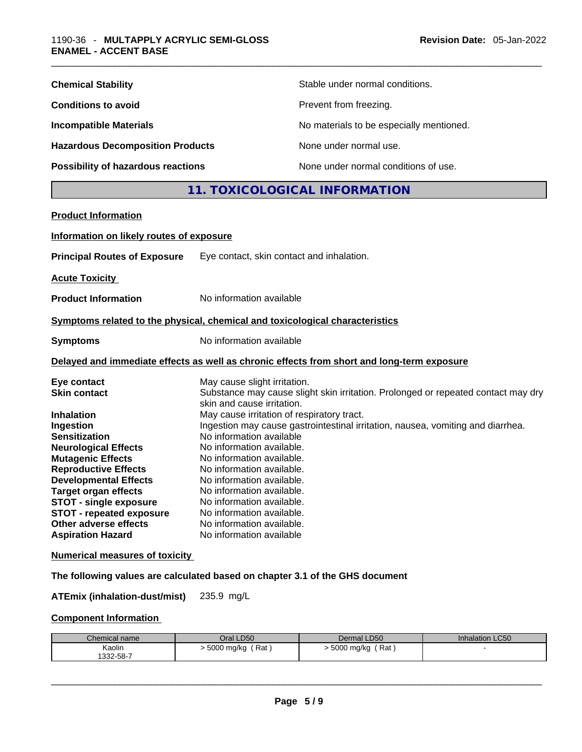**Chemical Stability** Stable under normal conditions.

**Conditions to avoid** Prevent from freezing.

**Incompatible Materials** No materials to be especially mentioned.

**Hazardous Decomposition Products** None under normal use.

**Possibility of hazardous reactions** None under normal conditions of use.

## 11. TOXICOLOGICAL INFORMATION

**Product Information**

**Information on likely routes of exposure**

**Principal Routes of Exposure** Eye contact, skin contact and inhalation.

**Acute Toxicity**

**Product Information** No information available

**Symptoms related to the physical, chemical and toxicological characteristics**

**Symptoms** No information available

**Delayed and immediate effects as well as chronic effects from short and long-term exposure**

**Eye contact** May cause slight irritation.
**Skin contact** Substance may cause slight skin irritation. Prolonged or repeated contact may dry skin and cause irritation.
**Inhalation** May cause irritation of respiratory tract.
**Ingestion** Ingestion may cause gastrointestinal irritation, nausea, vomiting and diarrhea.
**Sensitization** No information available
**Neurological Effects** No information available.
**Mutagenic Effects** No information available.
**Reproductive Effects** No information available.
**Developmental Effects** No information available.
**Target organ effects** No information available.
**STOT - single exposure** No information available.
**STOT - repeated exposure** No information available.
**Other adverse effects** No information available.
**Aspiration Hazard** No information available

**Numerical measures of toxicity**

**The following values are calculated based on chapter 3.1 of the GHS document**

**ATEmix (inhalation-dust/mist)** 235.9 mg/L

**Component Information**

| Chemical name | Oral LD50 | Dermal LD50 | Inhalation LC50 |
|---|---|---|---|
| Kaolin<br>1332-58-7 | > 5000 mg/kg ( Rat ) | > 5000 mg/kg ( Rat ) | - |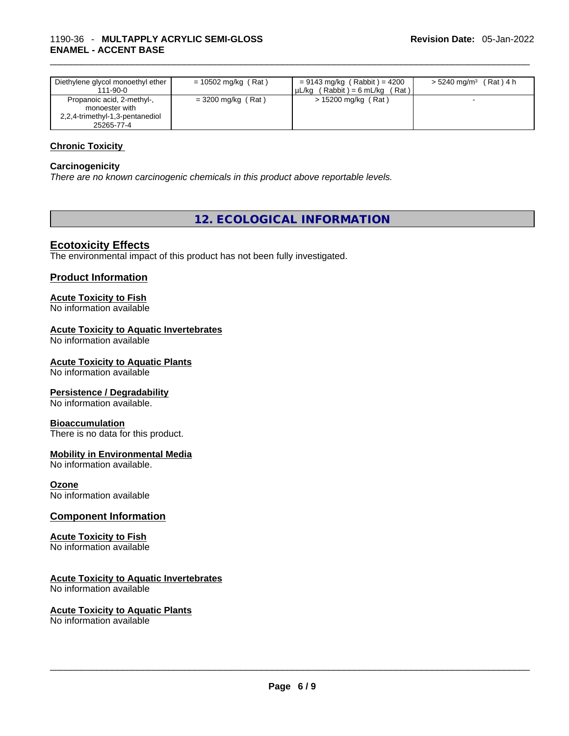| Diethylene glycol monoethyl ether 111-90-0 | = 10502 mg/kg ( Rat ) | = 9143 mg/kg ( Rabbit ) = 4200 µL/kg ( Rabbit ) = 6 mL/kg ( Rat ) | > 5240 mg/m³ ( Rat ) 4 h |
|---|---|---|---|
| Propanoic acid, 2-methyl-, monoester with 2,2,4-trimethyl-1,3-pentanediol 25265-77-4 | = 3200 mg/kg ( Rat ) | > 15200 mg/kg ( Rat ) | - |

**Chronic Toxicity**

**Carcinogenicity**

*There are no known carcinogenic chemicals in this product above reportable levels.*

## 12. ECOLOGICAL INFORMATION

### Ecotoxicity Effects

The environmental impact of this product has not been fully investigated.

### Product Information

**Acute Toxicity to Fish**

No information available

**Acute Toxicity to Aquatic Invertebrates**

No information available

**Acute Toxicity to Aquatic Plants**

No information available

**Persistence / Degradability**

No information available.

**Bioaccumulation**

There is no data for this product.

**Mobility in Environmental Media**

No information available.

**Ozone**

No information available

### Component Information

**Acute Toxicity to Fish**

No information available

**Acute Toxicity to Aquatic Invertebrates**

No information available

**Acute Toxicity to Aquatic Plants**

No information available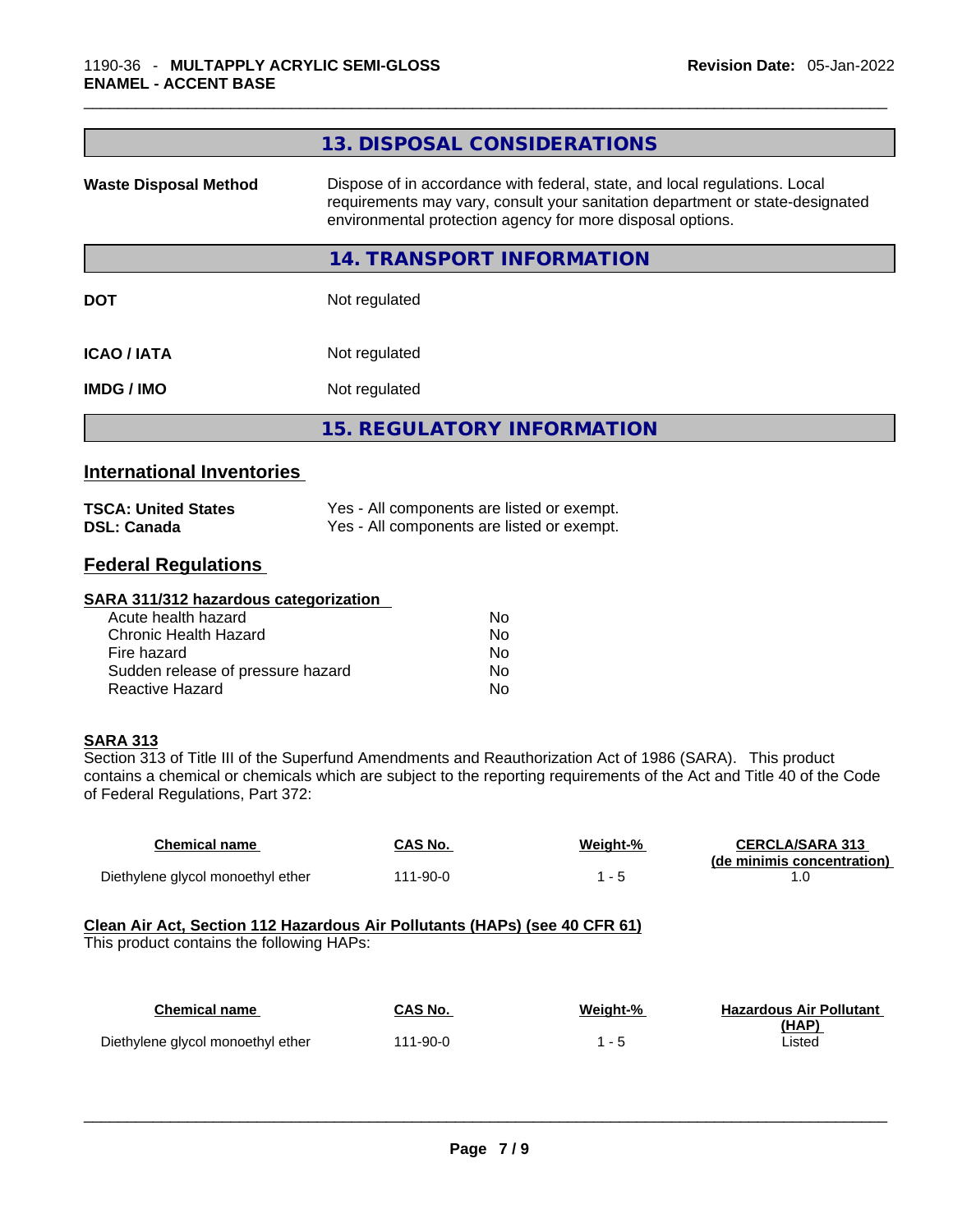## 13. DISPOSAL CONSIDERATIONS

| | |
|---|---|
| **Waste Disposal Method** | Dispose of in accordance with federal, state, and local regulations. Local requirements may vary, consult your sanitation department or state-designated environmental protection agency for more disposal options. |

## 14. TRANSPORT INFORMATION

| | |
|---|---|
| **DOT** | Not regulated |
| **ICAO / IATA** | Not regulated |
| **IMDG / IMO** | Not regulated |

## 15. REGULATORY INFORMATION

### International Inventories

| | |
|---|---|
| **TSCA: United States** | Yes - All components are listed or exempt. |
| **DSL: Canada** | Yes - All components are listed or exempt. |

### Federal Regulations

**SARA 311/312 hazardous categorization**

| | |
|---|---|
| Acute health hazard | No |
| Chronic Health Hazard | No |
| Fire hazard | No |
| Sudden release of pressure hazard | No |
| Reactive Hazard | No |

**SARA 313**

Section 313 of Title III of the Superfund Amendments and Reauthorization Act of 1986 (SARA). This product contains a chemical or chemicals which are subject to the reporting requirements of the Act and Title 40 of the Code of Federal Regulations, Part 372:

| Chemical name | CAS No. | Weight-% | CERCLA/SARA 313 (de minimis concentration) |
|---|---|---|---|
| Diethylene glycol monoethyl ether | 111-90-0 | 1 - 5 | 1.0 |

**Clean Air Act, Section 112 Hazardous Air Pollutants (HAPs) (see 40 CFR 61)**

This product contains the following HAPs:

| Chemical name | CAS No. | Weight-% | Hazardous Air Pollutant (HAP) |
|---|---|---|---|
| Diethylene glycol monoethyl ether | 111-90-0 | 1 - 5 | Listed |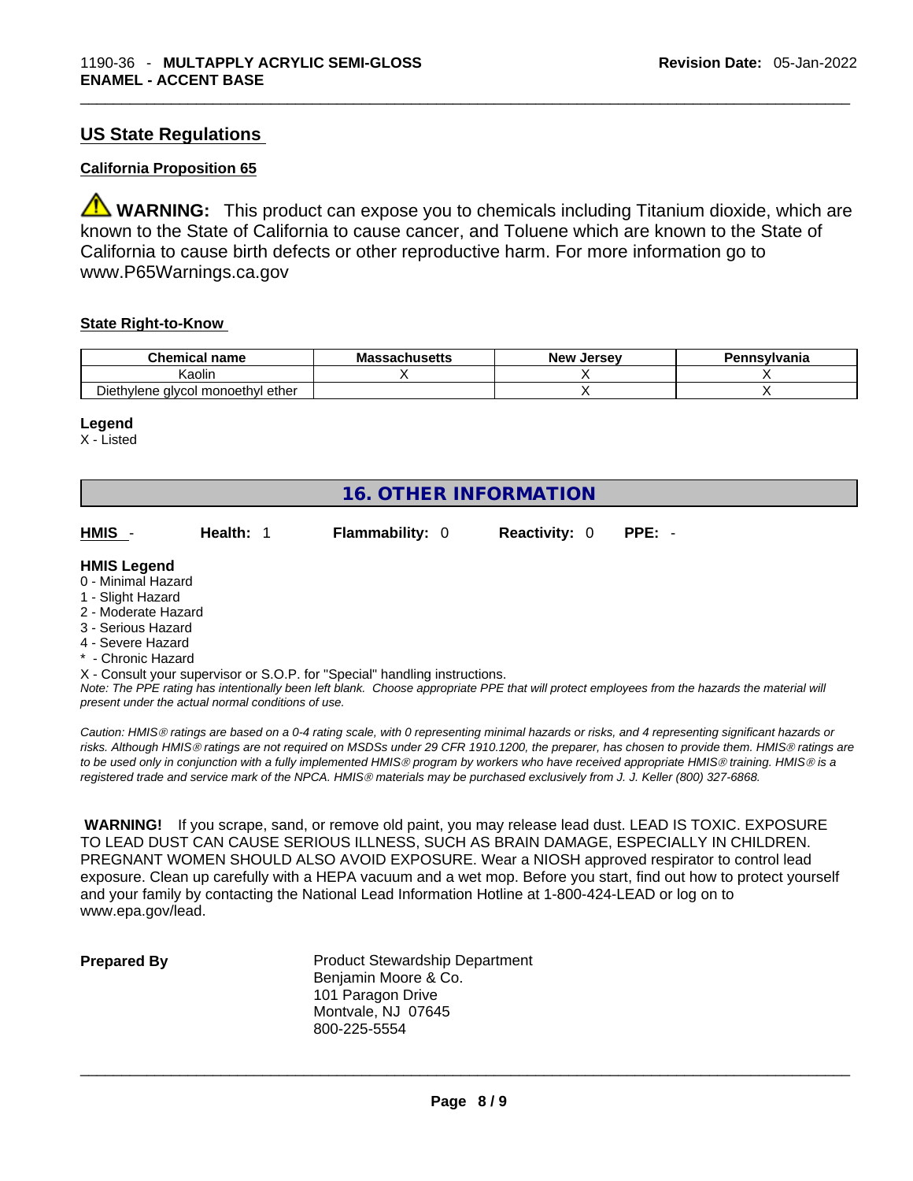## US State Regulations

### California Proposition 65

⚠ **WARNING:** This product can expose you to chemicals including Titanium dioxide, which are known to the State of California to cause cancer, and Toluene which are known to the State of California to cause birth defects or other reproductive harm. For more information go to www.P65Warnings.ca.gov

### State Right-to-Know

| Chemical name | Massachusetts | New Jersey | Pennsylvania |
| --- | --- | --- | --- |
| Kaolin | X | X | X |
| Diethylene glycol monoethyl ether | | X | X |

**Legend**
X - Listed

## 16. OTHER INFORMATION

| HMIS - | Health: 1 | Flammability: 0 | Reactivity: 0 | PPE: - |
| --- | --- | --- | --- | --- |

**HMIS Legend**
0 - Minimal Hazard
1 - Slight Hazard
2 - Moderate Hazard
3 - Serious Hazard
4 - Severe Hazard
* - Chronic Hazard
X - Consult your supervisor or S.O.P. for "Special" handling instructions.

*Note: The PPE rating has intentionally been left blank. Choose appropriate PPE that will protect employees from the hazards the material will present under the actual normal conditions of use.*

*Caution: HMIS® ratings are based on a 0-4 rating scale, with 0 representing minimal hazards or risks, and 4 representing significant hazards or risks. Although HMIS® ratings are not required on MSDSs under 29 CFR 1910.1200, the preparer, has chosen to provide them. HMIS® ratings are to be used only in conjunction with a fully implemented HMIS® program by workers who have received appropriate HMIS® training. HMIS® is a registered trade and service mark of the NPCA. HMIS® materials may be purchased exclusively from J. J. Keller (800) 327-6868.*

**WARNING!** If you scrape, sand, or remove old paint, you may release lead dust. LEAD IS TOXIC. EXPOSURE TO LEAD DUST CAN CAUSE SERIOUS ILLNESS, SUCH AS BRAIN DAMAGE, ESPECIALLY IN CHILDREN. PREGNANT WOMEN SHOULD ALSO AVOID EXPOSURE. Wear a NIOSH approved respirator to control lead exposure. Clean up carefully with a HEPA vacuum and a wet mop. Before you start, find out how to protect yourself and your family by contacting the National Lead Information Hotline at 1-800-424-LEAD or log on to www.epa.gov/lead.

**Prepared By**

Product Stewardship Department
Benjamin Moore & Co.
101 Paragon Drive
Montvale, NJ 07645
800-225-5554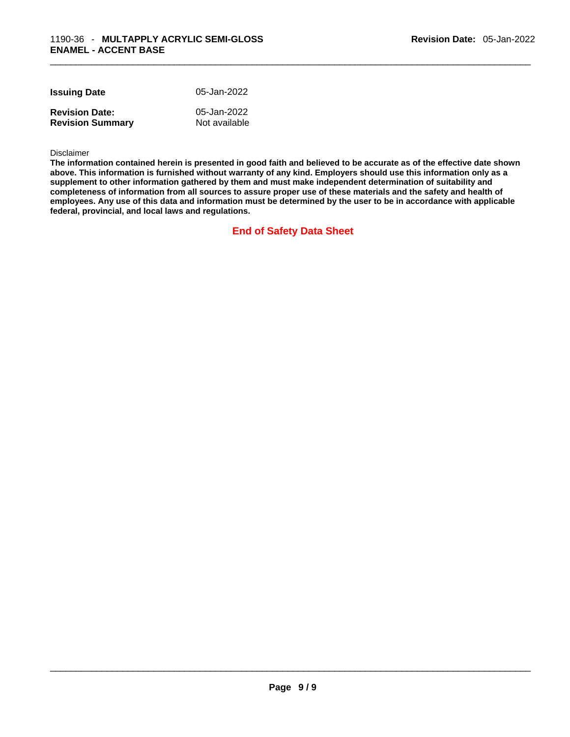| | |
|---|---|
| **Issuing Date** | 05-Jan-2022 |
| **Revision Date:** | 05-Jan-2022 |
| **Revision Summary** | Not available |

Disclaimer

**The information contained herein is presented in good faith and believed to be accurate as of the effective date shown above. This information is furnished without warranty of any kind. Employers should use this information only as a supplement to other information gathered by them and must make independent determination of suitability and completeness of information from all sources to assure proper use of these materials and the safety and health of employees. Any use of this data and information must be determined by the user to be in accordance with applicable federal, provincial, and local laws and regulations.**

**End of Safety Data Sheet**